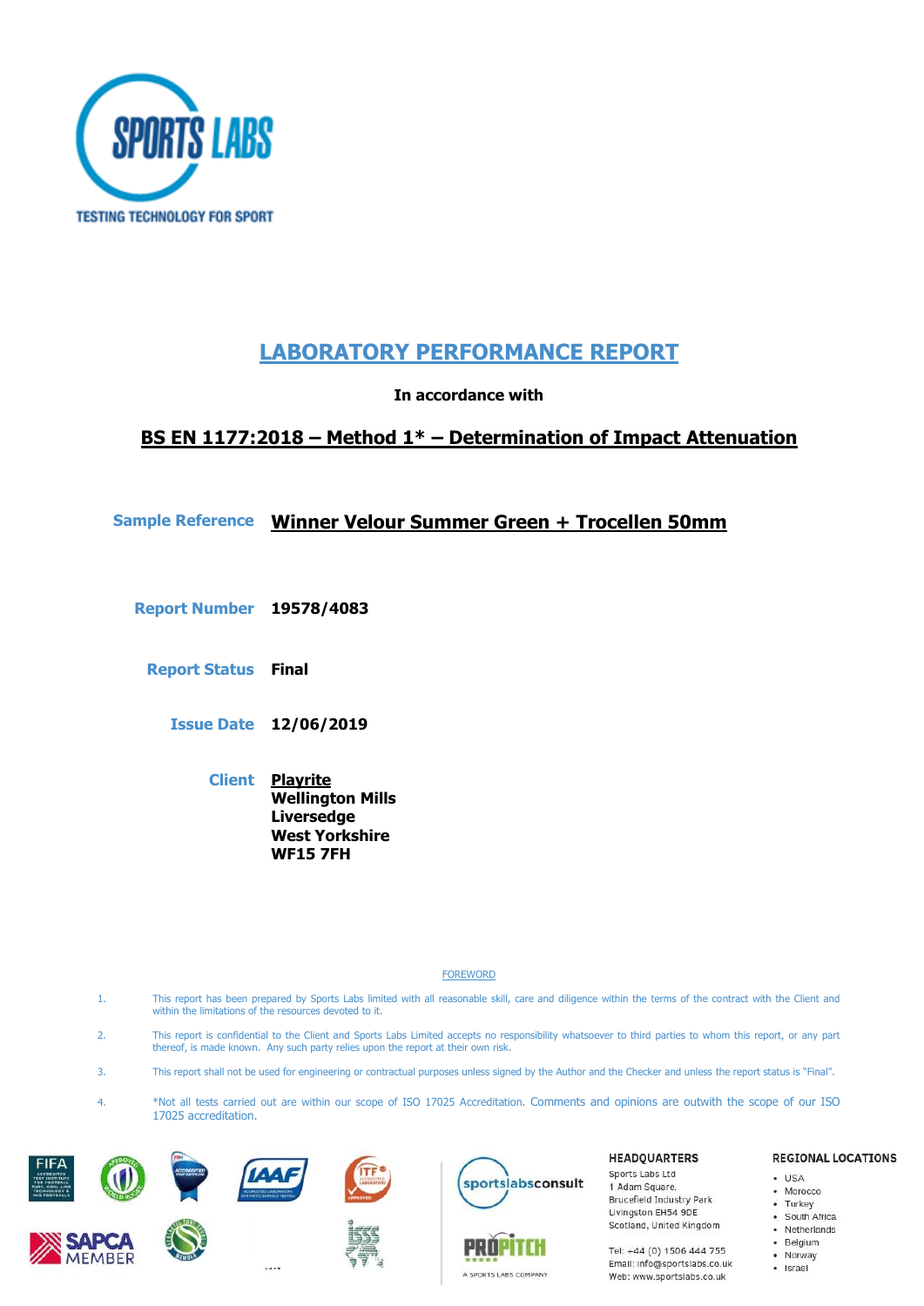SPORTS LABS

TESTING TECHNOLOGY FOR SPORT

# LABORATORY PERFORMANCE REPORT

**In accordance with**

## BS EN 1177:2018 – Method 1* – Determination of Impact Attenuation

**Sample Reference** **Winner Velour Summer Green + Trocellen 50mm**

**Report Number** **19578/4083**

**Report Status** **Final**

**Issue Date** **12/06/2019**

**Client** **Playrite**
**Wellington Mills**
**Liversedge**
**West Yorkshire**
**WF15 7FH**

FOREWORD

1. This report has been prepared by Sports Labs limited with all reasonable skill, care and diligence within the terms of the contract with the Client and within the limitations of the resources devoted to it.
2. This report is confidential to the Client and Sports Labs Limited accepts no responsibility whatsoever to third parties to whom this report, or any part thereof, is made known. Any such party relies upon the report at their own risk.
3. This report shall not be used for engineering or contractual purposes unless signed by the Author and the Checker and unless the report status is "Final".
4. *Not all tests carried out are within our scope of ISO 17025 Accreditation. Comments and opinions are outwith the scope of our ISO 17025 accreditation.

SAPCA MEMBER

sportslabsconsult

PROPITCH — A SPORTS LABS COMPANY

**HEADQUARTERS**
Sports Labs Ltd
1 Adam Square,
Brucefield Industry Park
Livingston EH54 9DE
Scotland, United Kingdom

Tel: +44 (0) 1506 444 755
Email: info@sportslabs.co.uk
Web: www.sportslabs.co.uk

**REGIONAL LOCATIONS**
- USA
- Morocco
- Turkey
- South Africa
- Netherlands
- Belgium
- Norway
- Israel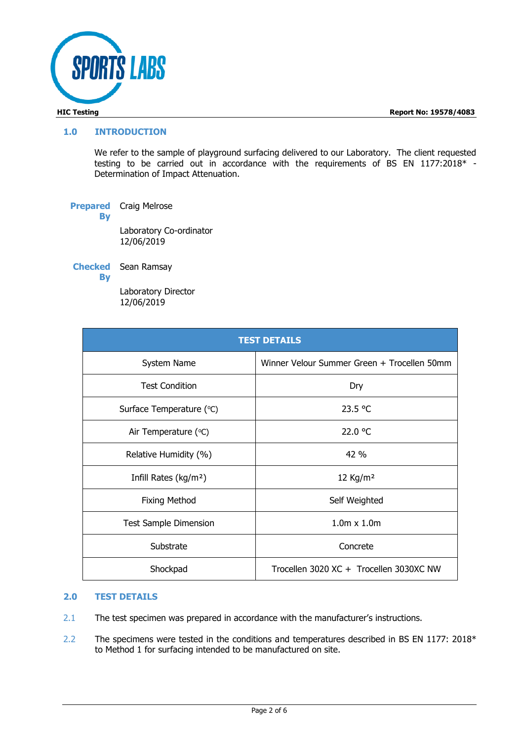## 1.0 INTRODUCTION

We refer to the sample of playground surfacing delivered to our Laboratory. The client requested testing to be carried out in accordance with the requirements of BS EN 1177:2018* - Determination of Impact Attenuation.

**Prepared By** Craig Melrose

Laboratory Co-ordinator
12/06/2019

**Checked By** Sean Ramsay

Laboratory Director
12/06/2019

| TEST DETAILS | |
|---|---|
| System Name | Winner Velour Summer Green + Trocellen 50mm |
| Test Condition | Dry |
| Surface Temperature (°C) | 23.5 °C |
| Air Temperature (°C) | 22.0 °C |
| Relative Humidity (%) | 42 % |
| Infill Rates (kg/m²) | 12 Kg/m² |
| Fixing Method | Self Weighted |
| Test Sample Dimension | 1.0m x 1.0m |
| Substrate | Concrete |
| Shockpad | Trocellen 3020 XC + Trocellen 3030XC NW |

## 2.0 TEST DETAILS

2.1 The test specimen was prepared in accordance with the manufacturer's instructions.

2.2 The specimens were tested in the conditions and temperatures described in BS EN 1177: 2018* to Method 1 for surfacing intended to be manufactured on site.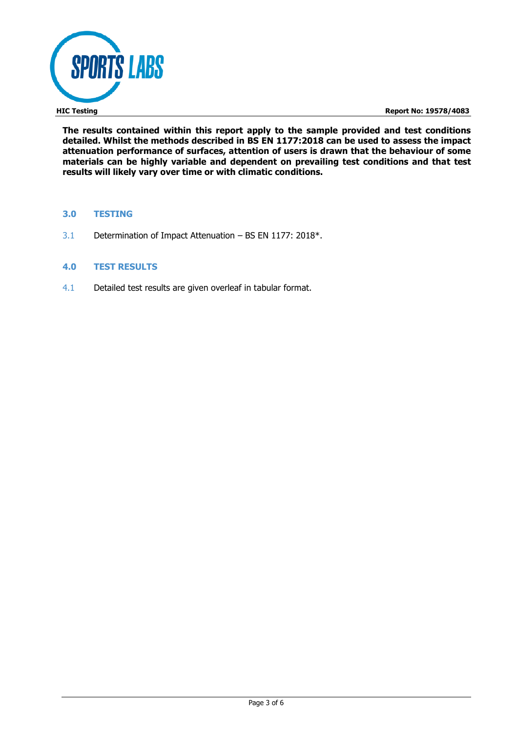**The results contained within this report apply to the sample provided and test conditions detailed. Whilst the methods described in BS EN 1177:2018 can be used to assess the impact attenuation performance of surfaces, attention of users is drawn that the behaviour of some materials can be highly variable and dependent on prevailing test conditions and that test results will likely vary over time or with climatic conditions.**

## 3.0 TESTING

3.1 Determination of Impact Attenuation – BS EN 1177: 2018*.

## 4.0 TEST RESULTS

4.1 Detailed test results are given overleaf in tabular format.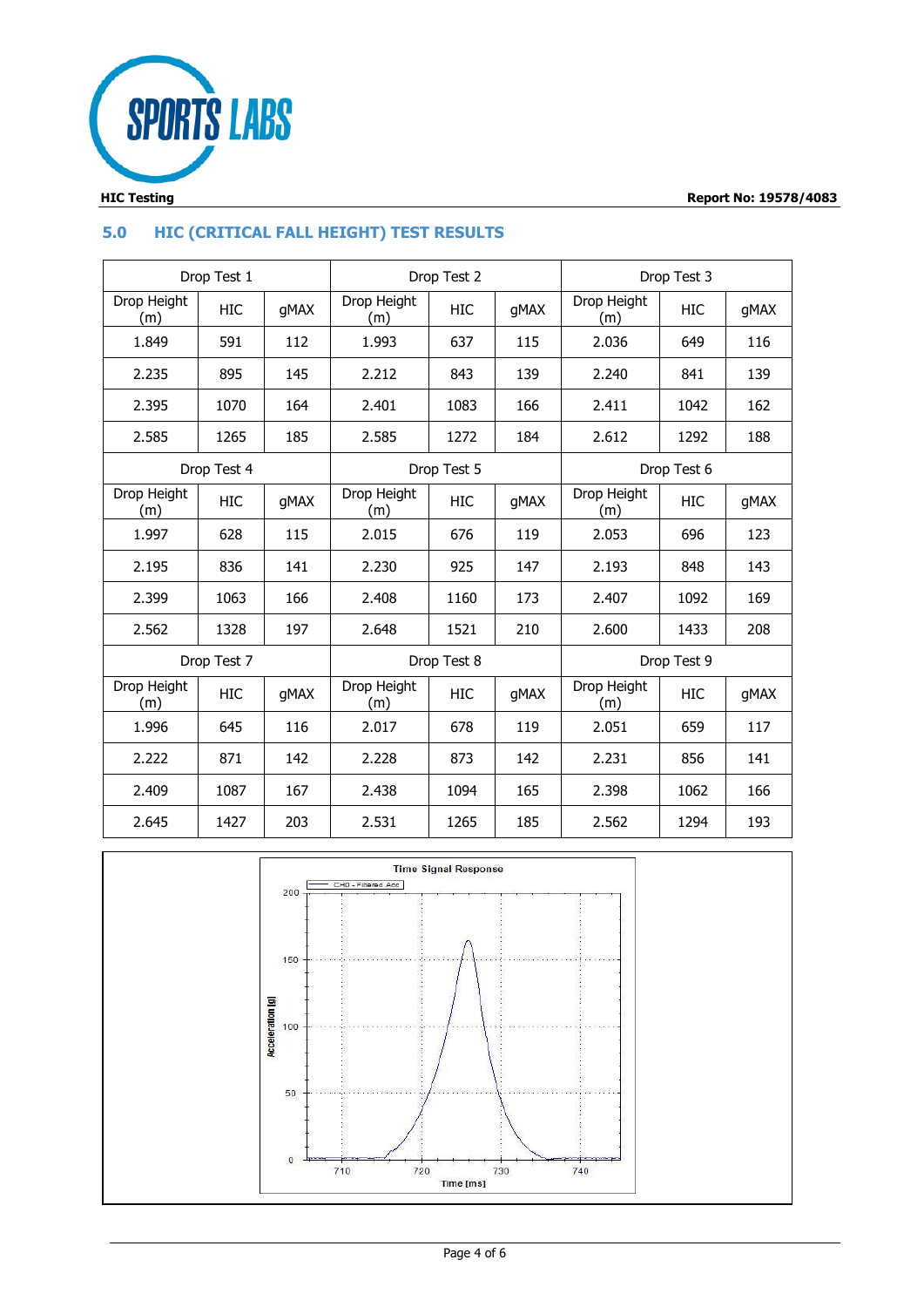## 5.0 HIC (CRITICAL FALL HEIGHT) TEST RESULTS

| Drop Test 1 | | | Drop Test 2 | | | Drop Test 3 | | |
|---|---|---|---|---|---|---|---|---|
| Drop Height (m) | HIC | gMAX | Drop Height (m) | HIC | gMAX | Drop Height (m) | HIC | gMAX |
| 1.849 | 591 | 112 | 1.993 | 637 | 115 | 2.036 | 649 | 116 |
| 2.235 | 895 | 145 | 2.212 | 843 | 139 | 2.240 | 841 | 139 |
| 2.395 | 1070 | 164 | 2.401 | 1083 | 166 | 2.411 | 1042 | 162 |
| 2.585 | 1265 | 185 | 2.585 | 1272 | 184 | 2.612 | 1292 | 188 |
| **Drop Test 4** | | | **Drop Test 5** | | | **Drop Test 6** | | |
| Drop Height (m) | HIC | gMAX | Drop Height (m) | HIC | gMAX | Drop Height (m) | HIC | gMAX |
| 1.997 | 628 | 115 | 2.015 | 676 | 119 | 2.053 | 696 | 123 |
| 2.195 | 836 | 141 | 2.230 | 925 | 147 | 2.193 | 848 | 143 |
| 2.399 | 1063 | 166 | 2.408 | 1160 | 173 | 2.407 | 1092 | 169 |
| 2.562 | 1328 | 197 | 2.648 | 1521 | 210 | 2.600 | 1433 | 208 |
| **Drop Test 7** | | | **Drop Test 8** | | | **Drop Test 9** | | |
| Drop Height (m) | HIC | gMAX | Drop Height (m) | HIC | gMAX | Drop Height (m) | HIC | gMAX |
| 1.996 | 645 | 116 | 2.017 | 678 | 119 | 2.051 | 659 | 117 |
| 2.222 | 871 | 142 | 2.228 | 873 | 142 | 2.231 | 856 | 141 |
| 2.409 | 1087 | 167 | 2.438 | 1094 | 165 | 2.398 | 1062 | 166 |
| 2.645 | 1427 | 203 | 2.531 | 1265 | 185 | 2.562 | 1294 | 193 |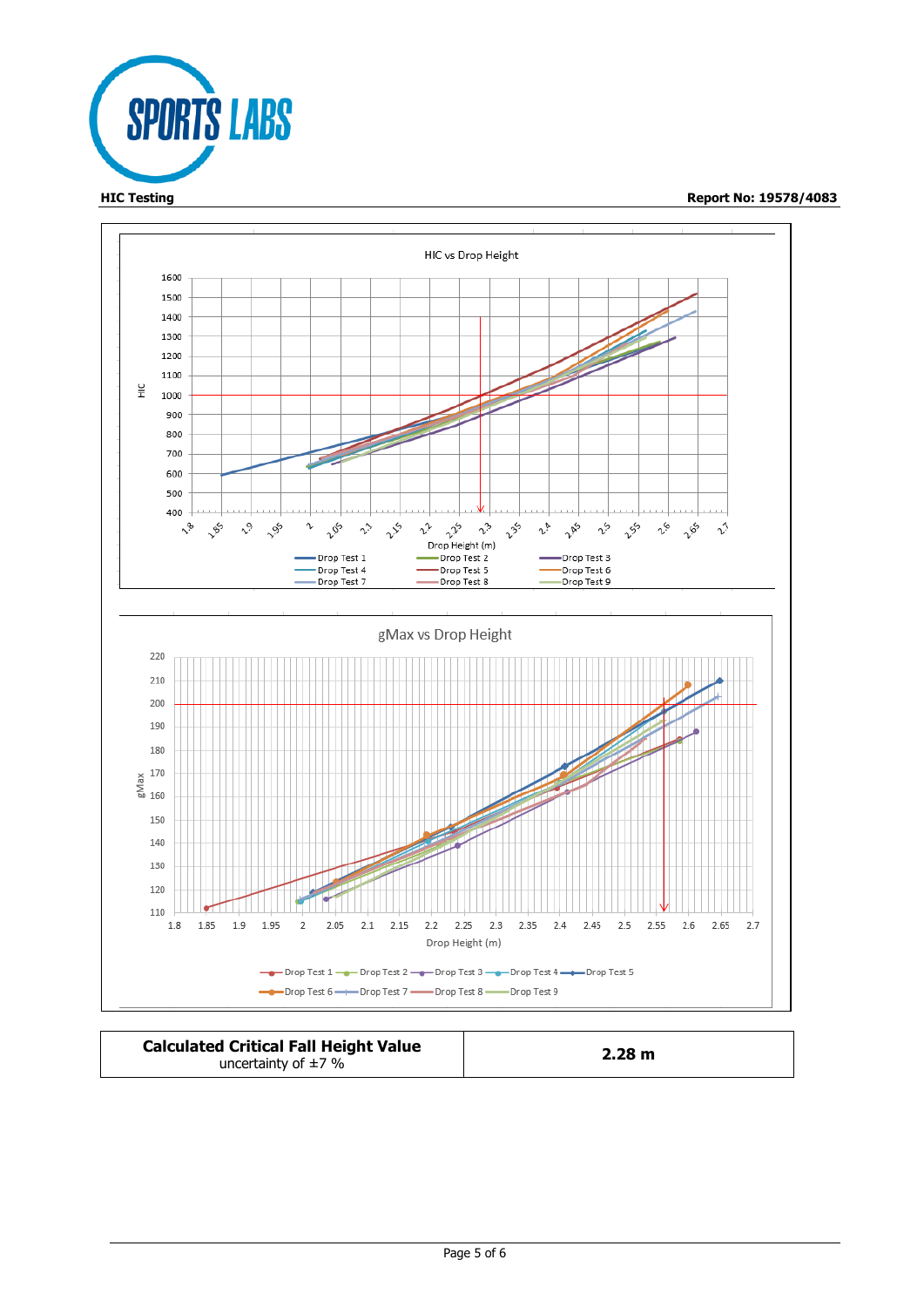**HIC Testing** | **Report No: 19578/4083**

HIC vs Drop Height

HIC

1600
1500
1400
1300
1200
1100
1000
900
800
700
600
500
400

1.8 1.85 1.9 1.95 2 2.05 2.1 2.15 2.2 2.25 2.3 2.35 2.4 2.45 2.5 2.55 2.6 2.65 2.7

Drop Height (m)

Drop Test 1, Drop Test 2, Drop Test 3, Drop Test 4, Drop Test 5, Drop Test 6, Drop Test 7, Drop Test 8, Drop Test 9

gMax vs Drop Height

gMax

220
210
200
190
180
170
160
150
140
130
120
110

1.8 1.85 1.9 1.95 2 2.05 2.1 2.15 2.2 2.25 2.3 2.35 2.4 2.45 2.5 2.55 2.6 2.65 2.7

Drop Height (m)

Drop Test 1, Drop Test 2, Drop Test 3, Drop Test 4, Drop Test 5, Drop Test 6, Drop Test 7, Drop Test 8, Drop Test 9

| **Calculated Critical Fall Height Value** uncertainty of ±7 % | **2.28 m** |
|---|---|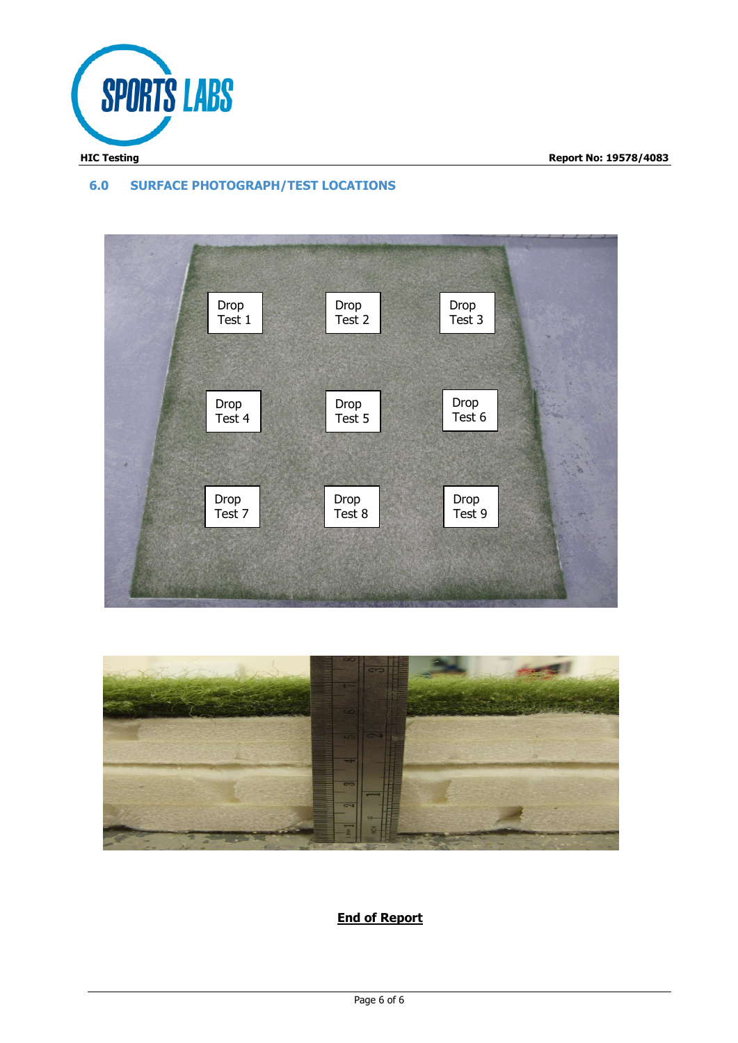## 6.0 SURFACE PHOTOGRAPH/TEST LOCATIONS

Drop Test 1
Drop Test 2
Drop Test 3
Drop Test 4
Drop Test 5
Drop Test 6
Drop Test 7
Drop Test 8
Drop Test 9

**End of Report**